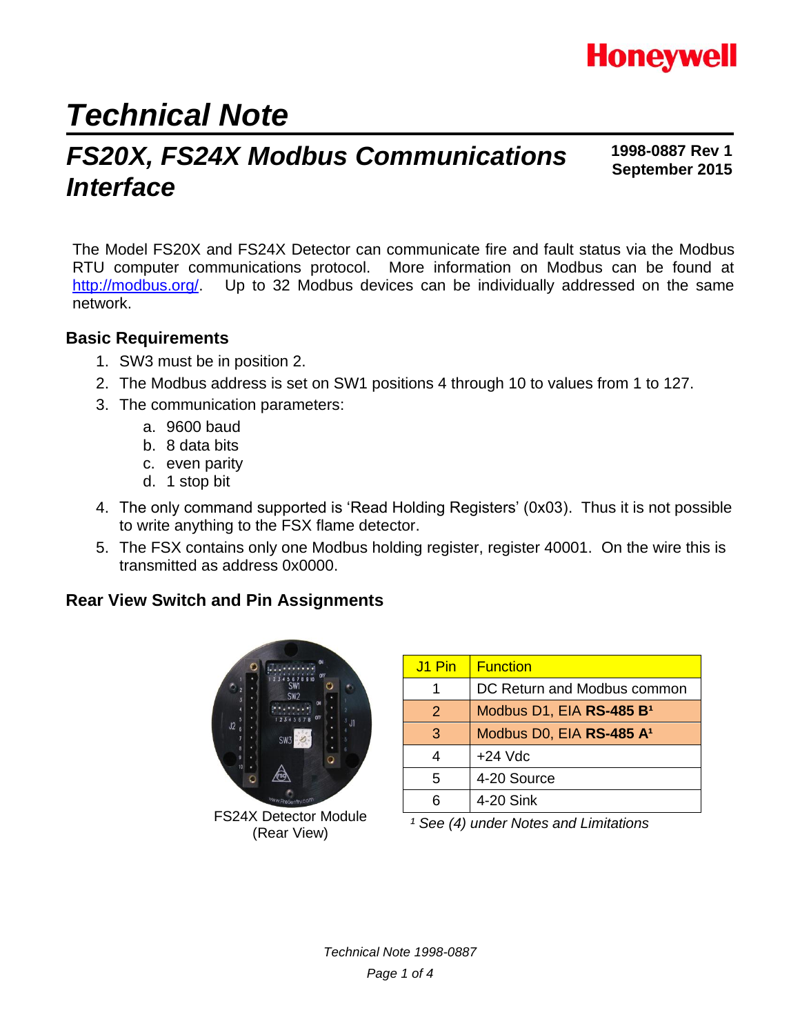Honeywell

# Technical Note

## FS20X, FS24X Modbus Communications Interface

**1998-0887 Rev 1**
**September 2015**

The Model FS20X and FS24X Detector can communicate fire and fault status via the Modbus RTU computer communications protocol. More information on Modbus can be found at http://modbus.org/. Up to 32 Modbus devices can be individually addressed on the same network.

### Basic Requirements

1. SW3 must be in position 2.
2. The Modbus address is set on SW1 positions 4 through 10 to values from 1 to 127.
3. The communication parameters:
   a. 9600 baud
   b. 8 data bits
   c. even parity
   d. 1 stop bit
4. The only command supported is 'Read Holding Registers' (0x03). Thus it is not possible to write anything to the FSX flame detector.
5. The FSX contains only one Modbus holding register, register 40001. On the wire this is transmitted as address 0x0000.

### Rear View Switch and Pin Assignments

FS24X Detector Module
(Rear View)

| J1 Pin | Function |
| --- | --- |
| 1 | DC Return and Modbus common |
| 2 | Modbus D1, EIA **RS-485 B**[1] |
| 3 | Modbus D0, EIA **RS-485 A**[1] |
| 4 | +24 Vdc |
| 5 | 4-20 Source |
| 6 | 4-20 Sink |

*[1] See (4) under Notes and Limitations*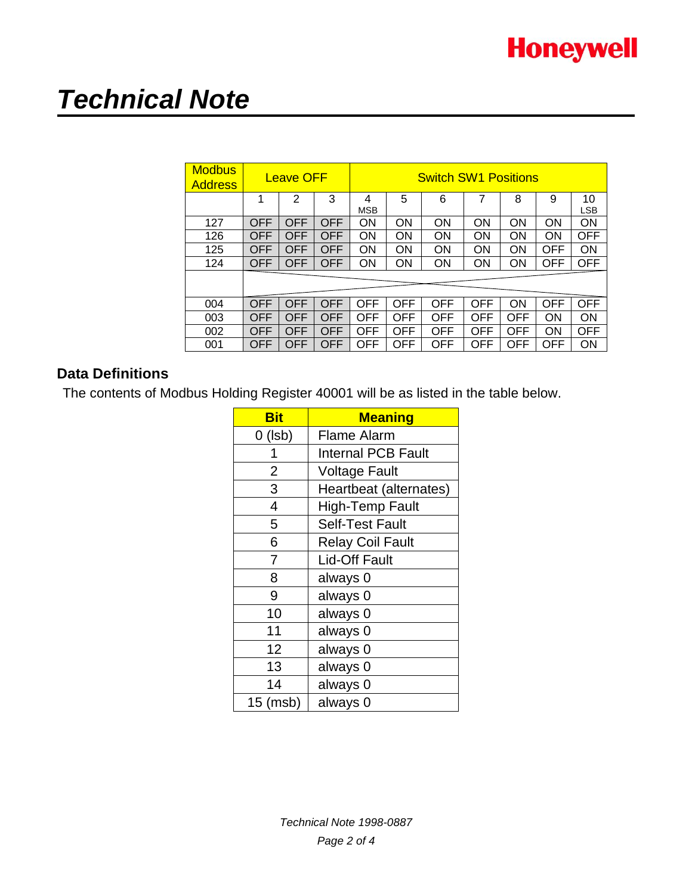# Technical Note

| Modbus Address | Leave OFF | | | Switch SW1 Positions | | | | | | |
|---|---|---|---|---|---|---|---|---|---|---|
| | 1 | 2 | 3 | 4 MSB | 5 | 6 | 7 | 8 | 9 | 10 LSB |
| 127 | OFF | OFF | OFF | ON | ON | ON | ON | ON | ON | ON |
| 126 | OFF | OFF | OFF | ON | ON | ON | ON | ON | ON | OFF |
| 125 | OFF | OFF | OFF | ON | ON | ON | ON | ON | OFF | ON |
| 124 | OFF | OFF | OFF | ON | ON | ON | ON | ON | OFF | OFF |
| | | | | | | | | | | |
| 004 | OFF | OFF | OFF | OFF | OFF | OFF | OFF | ON | OFF | OFF |
| 003 | OFF | OFF | OFF | OFF | OFF | OFF | OFF | OFF | ON | ON |
| 002 | OFF | OFF | OFF | OFF | OFF | OFF | OFF | OFF | ON | OFF |
| 001 | OFF | OFF | OFF | OFF | OFF | OFF | OFF | OFF | OFF | ON |

### Data Definitions

The contents of Modbus Holding Register 40001 will be as listed in the table below.

| Bit | Meaning |
|---|---|
| 0 (lsb) | Flame Alarm |
| 1 | Internal PCB Fault |
| 2 | Voltage Fault |
| 3 | Heartbeat (alternates) |
| 4 | High-Temp Fault |
| 5 | Self-Test Fault |
| 6 | Relay Coil Fault |
| 7 | Lid-Off Fault |
| 8 | always 0 |
| 9 | always 0 |
| 10 | always 0 |
| 11 | always 0 |
| 12 | always 0 |
| 13 | always 0 |
| 14 | always 0 |
| 15 (msb) | always 0 |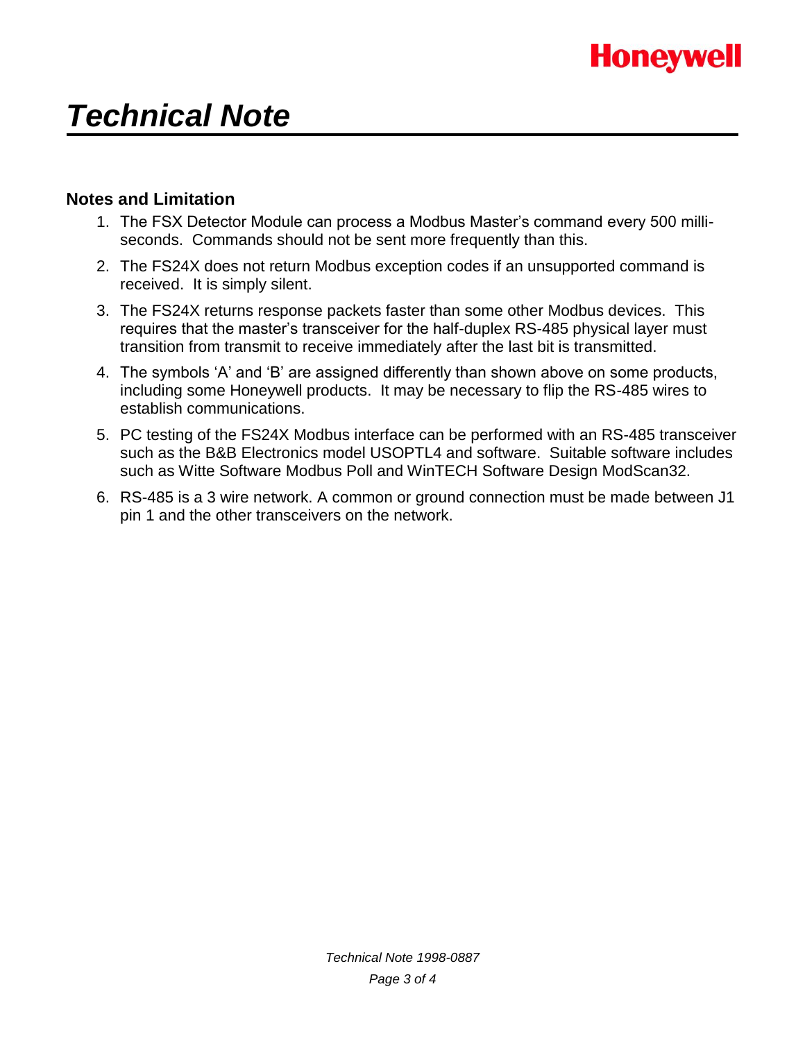# Technical Note

## Notes and Limitation

1. The FSX Detector Module can process a Modbus Master's command every 500 milli-seconds. Commands should not be sent more frequently than this.
2. The FS24X does not return Modbus exception codes if an unsupported command is received. It is simply silent.
3. The FS24X returns response packets faster than some other Modbus devices. This requires that the master's transceiver for the half-duplex RS-485 physical layer must transition from transmit to receive immediately after the last bit is transmitted.
4. The symbols 'A' and 'B' are assigned differently than shown above on some products, including some Honeywell products. It may be necessary to flip the RS-485 wires to establish communications.
5. PC testing of the FS24X Modbus interface can be performed with an RS-485 transceiver such as the B&B Electronics model USOPTL4 and software. Suitable software includes such as Witte Software Modbus Poll and WinTECH Software Design ModScan32.
6. RS-485 is a 3 wire network. A common or ground connection must be made between J1 pin 1 and the other transceivers on the network.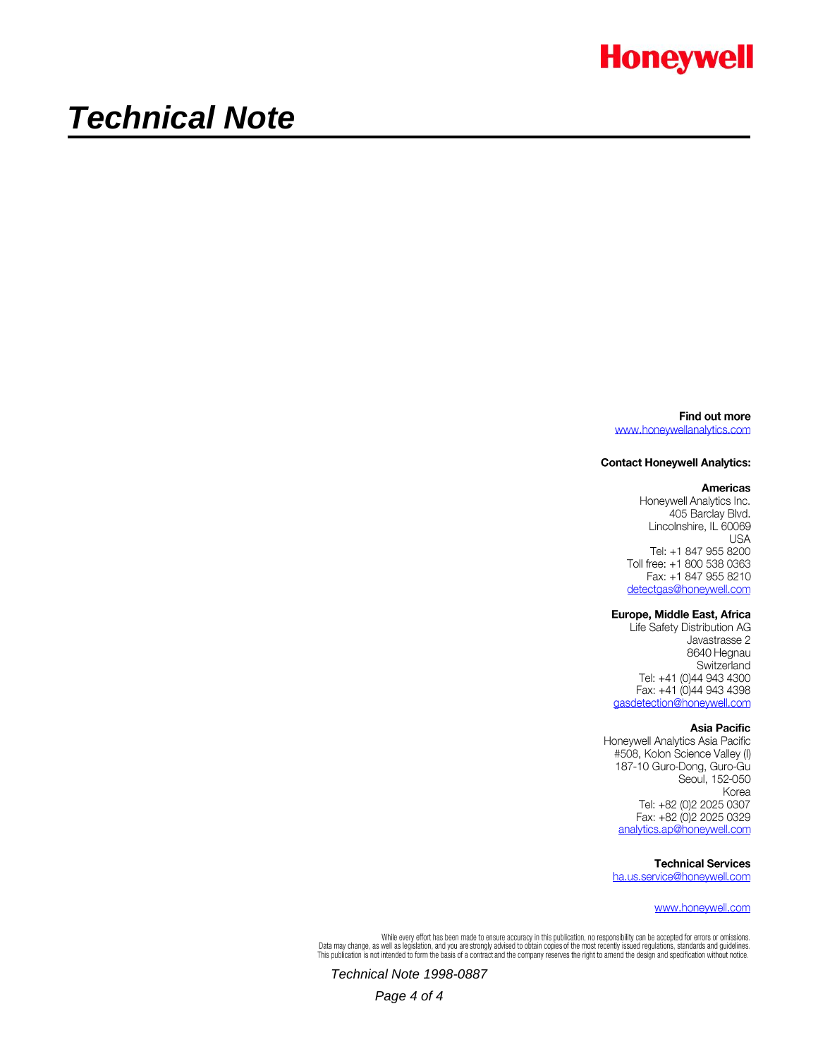**Find out more**
[www.honeywellanalytics.com](http://www.honeywellanalytics.com)

**Contact Honeywell Analytics:**

**Americas**
Honeywell Analytics Inc.
405 Barclay Blvd.
Lincolnshire, IL 60069
USA
Tel: +1 847 955 8200
Toll free: +1 800 538 0363
Fax: +1 847 955 8210
detectgas@honeywell.com

**Europe, Middle East, Africa**
Life Safety Distribution AG
Javastrasse 2
8640 Hegnau
Switzerland
Tel: +41 (0)44 943 4300
Fax: +41 (0)44 943 4398
gasdetection@honeywell.com

**Asia Pacific**
Honeywell Analytics Asia Pacific
#508, Kolon Science Valley (I)
187-10 Guro-Dong, Guro-Gu
Seoul, 152-050
Korea
Tel: +82 (0)2 2025 0307
Fax: +82 (0)2 2025 0329
analytics.ap@honeywell.com

**Technical Services**
ha.us.service@honeywell.com

[www.honeywell.com](http://www.honeywell.com)

While every effort has been made to ensure accuracy in this publication, no responsibility can be accepted for errors or omissions. Data may change, as well as legislation, and you are strongly advised to obtain copies of the most recently issued regulations, standards and guidelines. This publication is not intended to form the basis of a contract and the company reserves the right to amend the design and specification without notice.